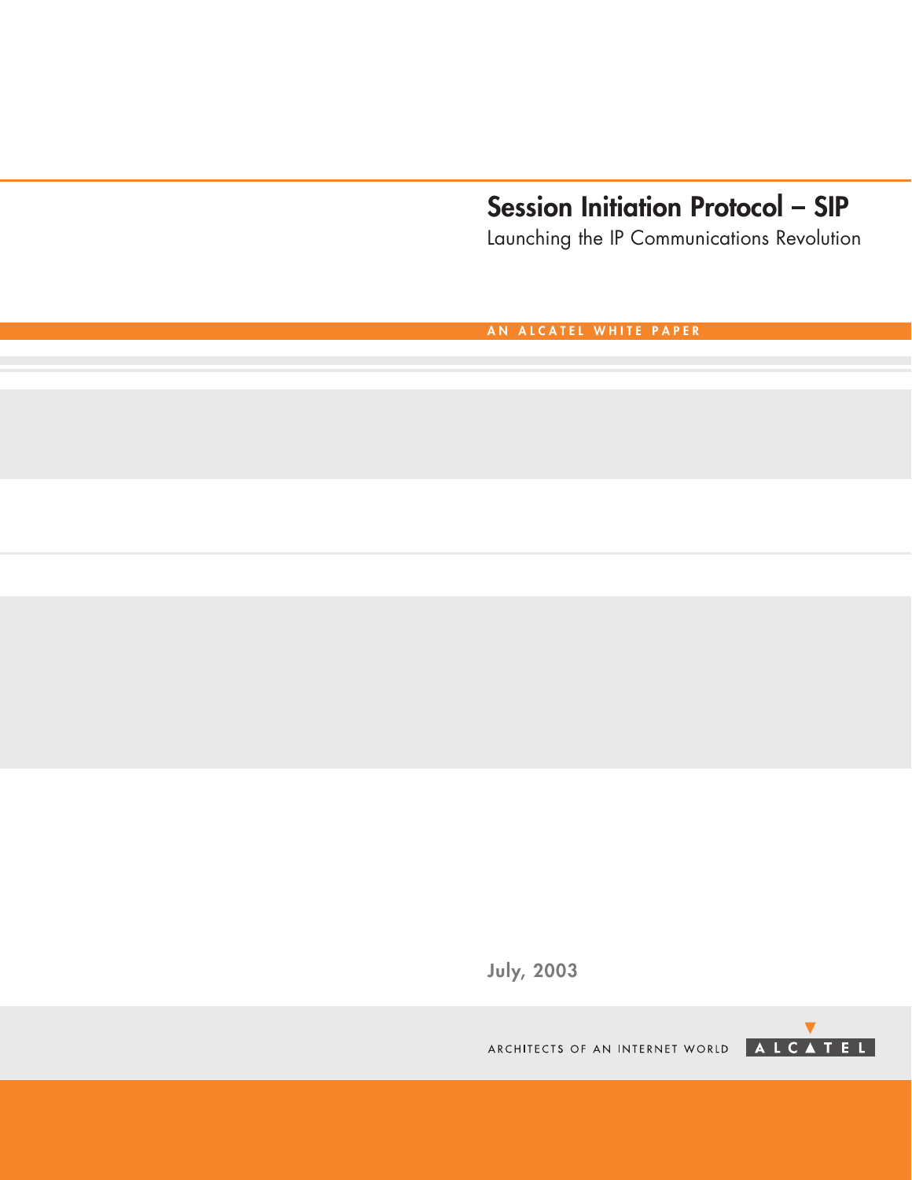# Session Initiation Protocol – SIP

## Launching the IP Communications Revolution

AN ALCATEL WHITE PAPER

July, 2003

ARCHITECTS OF AN INTERNET WORLD

ALCATEL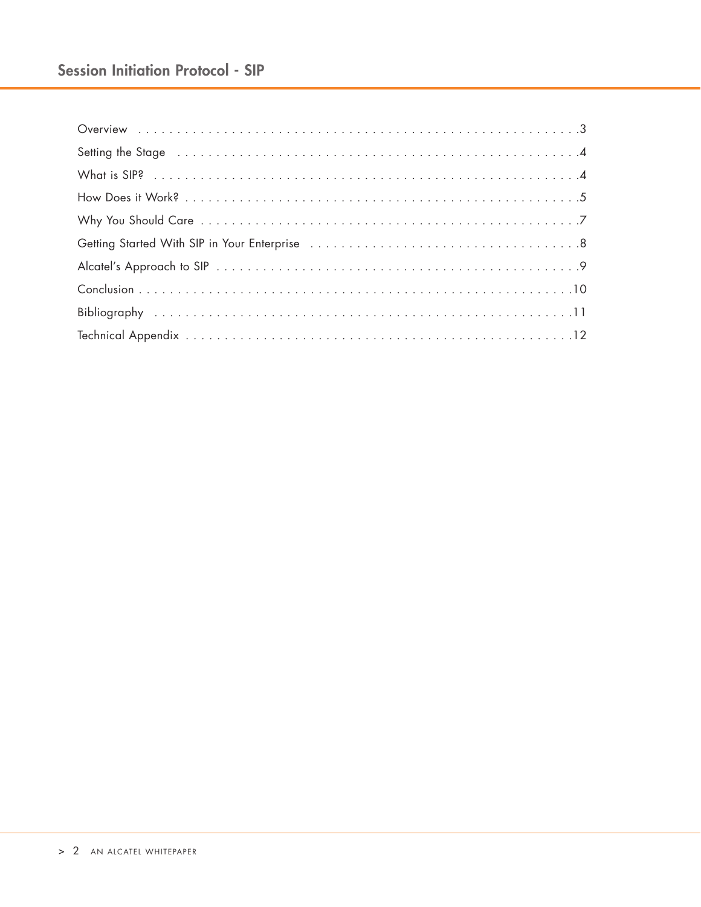# Session Initiation Protocol - SIP

| | |
|---|---|
| Overview | 3 |
| Setting the Stage | 4 |
| What is SIP? | 4 |
| How Does it Work? | 5 |
| Why You Should Care | 7 |
| Getting Started With SIP in Your Enterprise | 8 |
| Alcatel's Approach to SIP | 9 |
| Conclusion | 10 |
| Bibliography | 11 |
| Technical Appendix | 12 |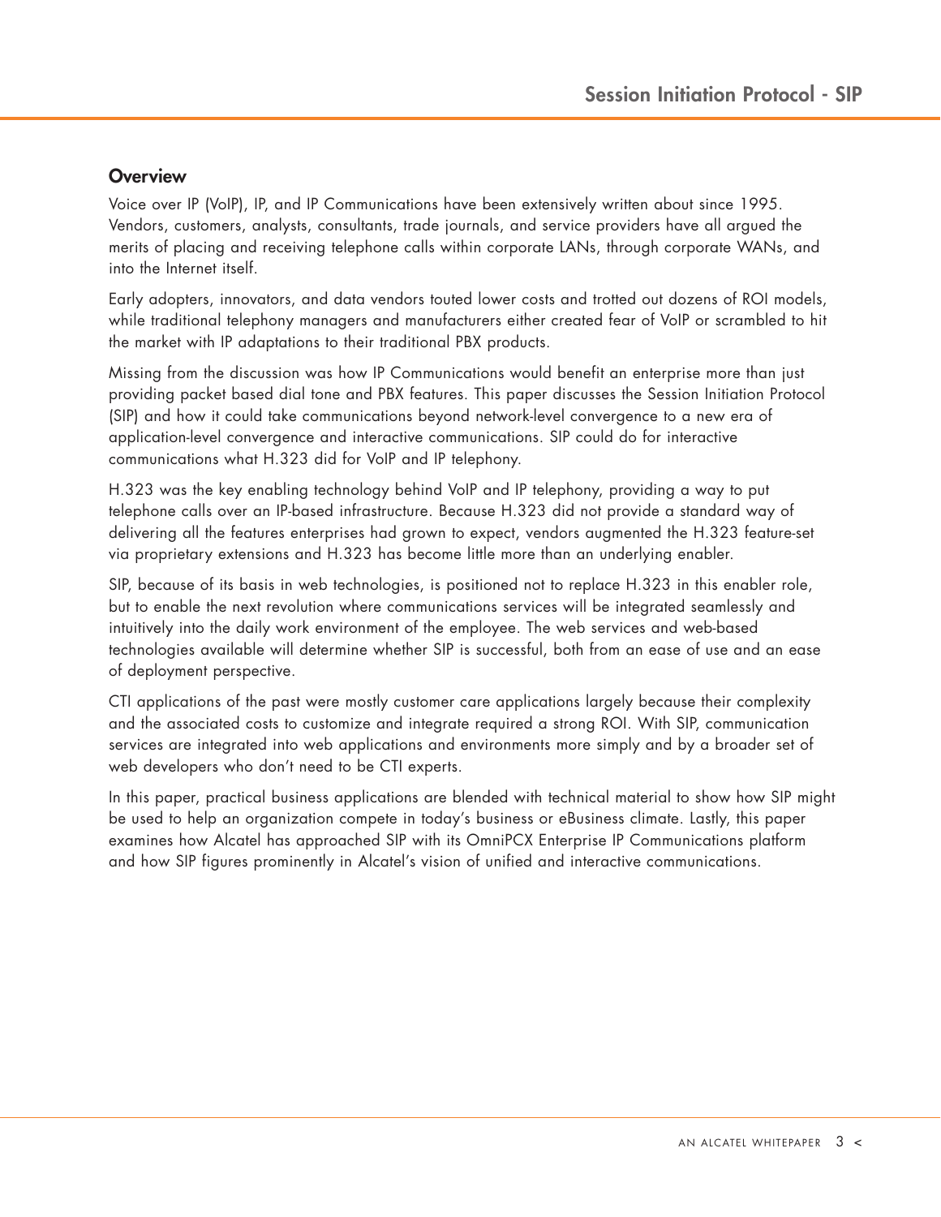## Overview

Voice over IP (VoIP), IP, and IP Communications have been extensively written about since 1995. Vendors, customers, analysts, consultants, trade journals, and service providers have all argued the merits of placing and receiving telephone calls within corporate LANs, through corporate WANs, and into the Internet itself.

Early adopters, innovators, and data vendors touted lower costs and trotted out dozens of ROI models, while traditional telephony managers and manufacturers either created fear of VoIP or scrambled to hit the market with IP adaptations to their traditional PBX products.

Missing from the discussion was how IP Communications would benefit an enterprise more than just providing packet based dial tone and PBX features. This paper discusses the Session Initiation Protocol (SIP) and how it could take communications beyond network-level convergence to a new era of application-level convergence and interactive communications. SIP could do for interactive communications what H.323 did for VoIP and IP telephony.

H.323 was the key enabling technology behind VoIP and IP telephony, providing a way to put telephone calls over an IP-based infrastructure. Because H.323 did not provide a standard way of delivering all the features enterprises had grown to expect, vendors augmented the H.323 feature-set via proprietary extensions and H.323 has become little more than an underlying enabler.

SIP, because of its basis in web technologies, is positioned not to replace H.323 in this enabler role, but to enable the next revolution where communications services will be integrated seamlessly and intuitively into the daily work environment of the employee. The web services and web-based technologies available will determine whether SIP is successful, both from an ease of use and an ease of deployment perspective.

CTI applications of the past were mostly customer care applications largely because their complexity and the associated costs to customize and integrate required a strong ROI. With SIP, communication services are integrated into web applications and environments more simply and by a broader set of web developers who don't need to be CTI experts.

In this paper, practical business applications are blended with technical material to show how SIP might be used to help an organization compete in today's business or eBusiness climate. Lastly, this paper examines how Alcatel has approached SIP with its OmniPCX Enterprise IP Communications platform and how SIP figures prominently in Alcatel's vision of unified and interactive communications.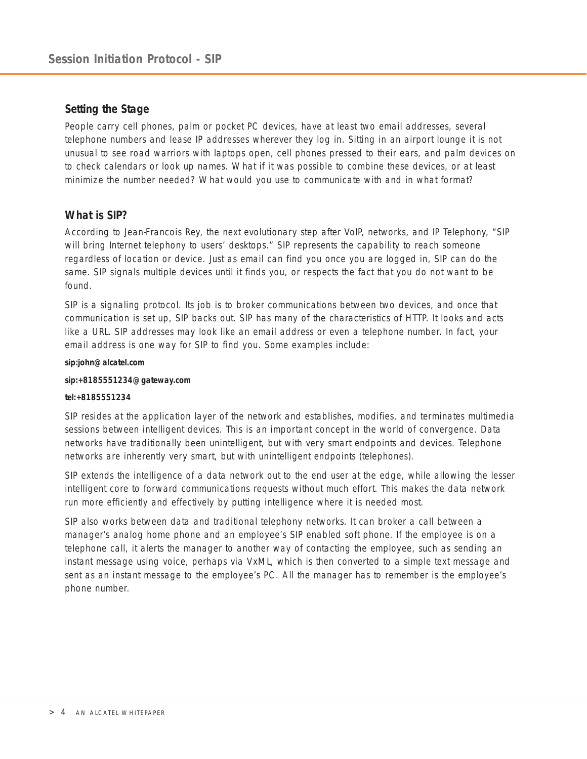## Setting the Stage

People carry cell phones, palm or pocket PC devices, have at least two email addresses, several telephone numbers and lease IP addresses wherever they log in. Sitting in an airport lounge it is not unusual to see road warriors with laptops open, cell phones pressed to their ears, and palm devices on to check calendars or look up names. What if it was possible to combine these devices, or at least minimize the number needed? What would you use to communicate with and in what format?

## What is SIP?

According to Jean-Francois Rey, the next evolutionary step after VoIP, networks, and IP Telephony, "SIP will bring Internet telephony to users' desktops." SIP represents the capability to reach someone regardless of location or device. Just as email can find you once you are logged in, SIP can do the same. SIP signals multiple devices until it finds you, or respects the fact that you do not want to be found.

SIP is a signaling protocol. Its job is to broker communications between two devices, and once that communication is set up, SIP backs out. SIP has many of the characteristics of HTTP. It looks and acts like a URL. SIP addresses may look like an email address or even a telephone number. In fact, your email address is one way for SIP to find you. Some examples include:

**sip:john@alcatel.com**

**sip:+8185551234@gateway.com**

**tel:+8185551234**

SIP resides at the application layer of the network and establishes, modifies, and terminates multimedia sessions between intelligent devices. This is an important concept in the world of convergence. Data networks have traditionally been unintelligent, but with very smart endpoints and devices. Telephone networks are inherently very smart, but with unintelligent endpoints (telephones).

SIP extends the intelligence of a data network out to the end user at the edge, while allowing the lesser intelligent core to forward communications requests without much effort. This makes the data network run more efficiently and effectively by putting intelligence where it is needed most.

SIP also works between data and traditional telephony networks. It can broker a call between a manager's analog home phone and an employee's SIP enabled soft phone. If the employee is on a telephone call, it alerts the manager to another way of contacting the employee, such as sending an instant message using voice, perhaps via VxML, which is then converted to a simple text message and sent as an instant message to the employee's PC. All the manager has to remember is the employee's phone number.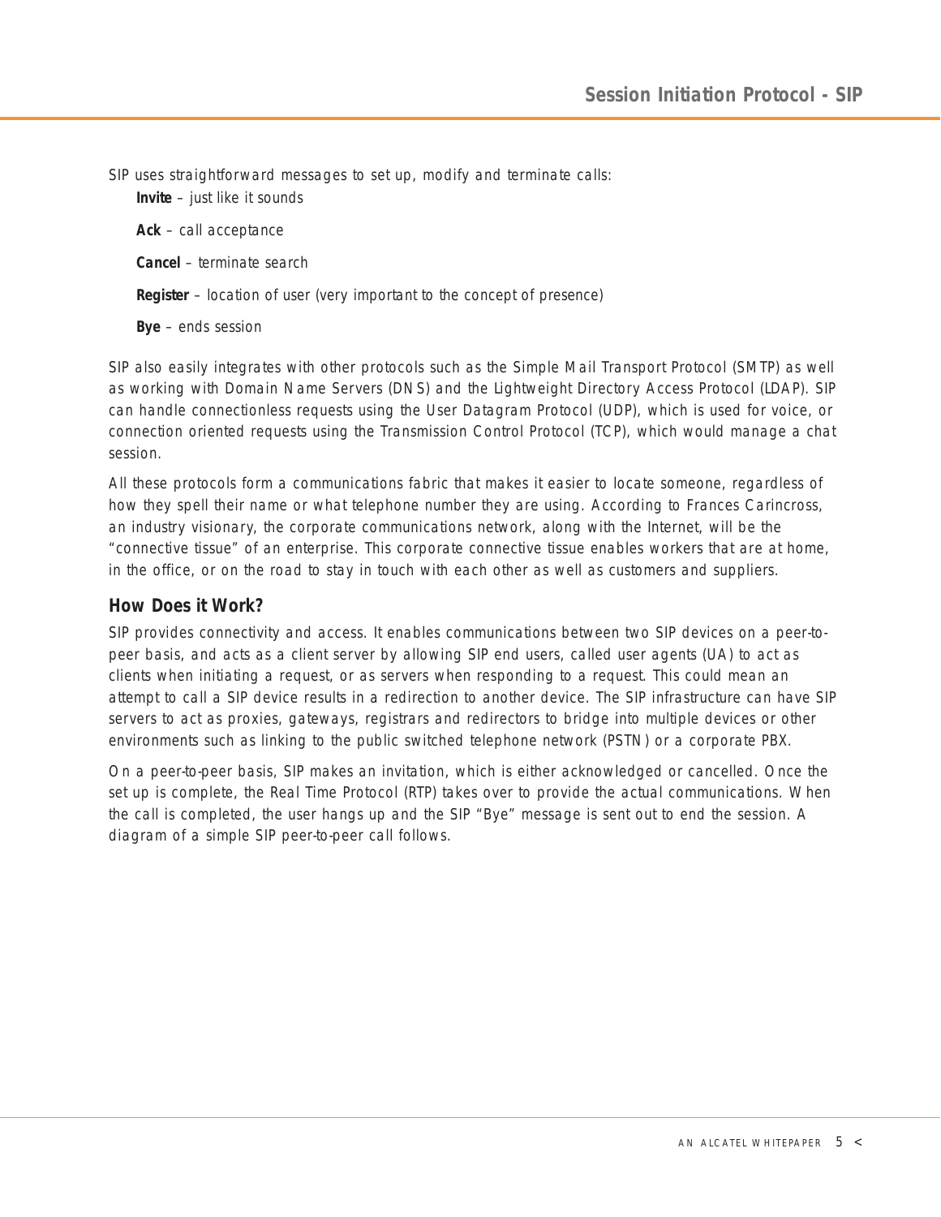SIP uses straightforward messages to set up, modify and terminate calls:

- **Invite** – just like it sounds
- **Ack** – call acceptance
- **Cancel** – terminate search
- **Register** – location of user (very important to the concept of presence)
- **Bye** – ends session

SIP also easily integrates with other protocols such as the Simple Mail Transport Protocol (SMTP) as well as working with Domain Name Servers (DNS) and the Lightweight Directory Access Protocol (LDAP). SIP can handle connectionless requests using the User Datagram Protocol (UDP), which is used for voice, or connection oriented requests using the Transmission Control Protocol (TCP), which would manage a chat session.

All these protocols form a communications fabric that makes it easier to locate someone, regardless of how they spell their name or what telephone number they are using. According to Frances Carincross, an industry visionary, the corporate communications network, along with the Internet, will be the "connective tissue" of an enterprise. This corporate connective tissue enables workers that are at home, in the office, or on the road to stay in touch with each other as well as customers and suppliers.

## How Does it Work?

SIP provides connectivity and access. It enables communications between two SIP devices on a peer-to-peer basis, and acts as a client server by allowing SIP end users, called user agents (UA) to act as clients when initiating a request, or as servers when responding to a request. This could mean an attempt to call a SIP device results in a redirection to another device. The SIP infrastructure can have SIP servers to act as proxies, gateways, registrars and redirectors to bridge into multiple devices or other environments such as linking to the public switched telephone network (PSTN) or a corporate PBX.

On a peer-to-peer basis, SIP makes an invitation, which is either acknowledged or cancelled. Once the set up is complete, the Real Time Protocol (RTP) takes over to provide the actual communications. When the call is completed, the user hangs up and the SIP "Bye" message is sent out to end the session. A diagram of a simple SIP peer-to-peer call follows.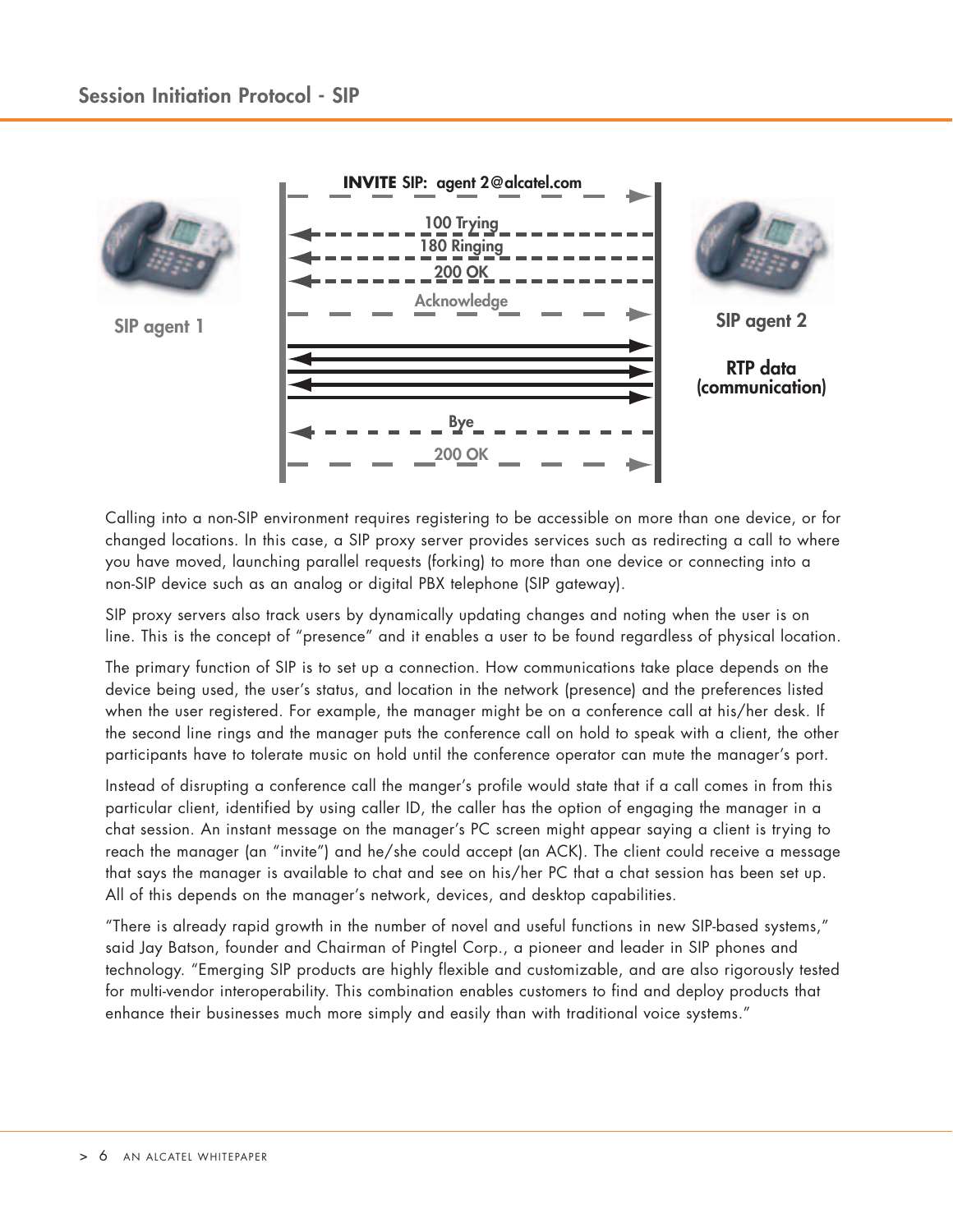Calling into a non-SIP environment requires registering to be accessible on more than one device, or for changed locations. In this case, a SIP proxy server provides services such as redirecting a call to where you have moved, launching parallel requests (forking) to more than one device or connecting into a non-SIP device such as an analog or digital PBX telephone (SIP gateway).

SIP proxy servers also track users by dynamically updating changes and noting when the user is on line. This is the concept of "presence" and it enables a user to be found regardless of physical location.

The primary function of SIP is to set up a connection. How communications take place depends on the device being used, the user's status, and location in the network (presence) and the preferences listed when the user registered. For example, the manager might be on a conference call at his/her desk. If the second line rings and the manager puts the conference call on hold to speak with a client, the other participants have to tolerate music on hold until the conference operator can mute the manager's port.

Instead of disrupting a conference call the manger's profile would state that if a call comes in from this particular client, identified by using caller ID, the caller has the option of engaging the manager in a chat session. An instant message on the manager's PC screen might appear saying a client is trying to reach the manager (an "invite") and he/she could accept (an ACK). The client could receive a message that says the manager is available to chat and see on his/her PC that a chat session has been set up. All of this depends on the manager's network, devices, and desktop capabilities.

"There is already rapid growth in the number of novel and useful functions in new SIP-based systems," said Jay Batson, founder and Chairman of Pingtel Corp., a pioneer and leader in SIP phones and technology. "Emerging SIP products are highly flexible and customizable, and are also rigorously tested for multi-vendor interoperability. This combination enables customers to find and deploy products that enhance their businesses much more simply and easily than with traditional voice systems."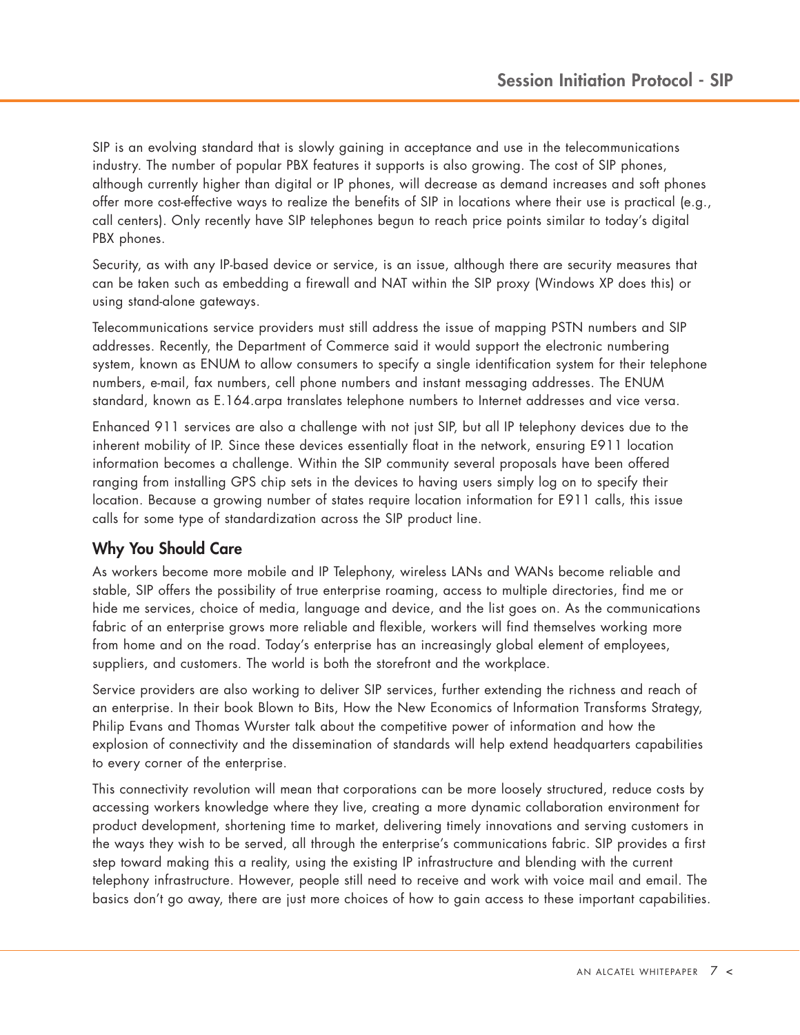SIP is an evolving standard that is slowly gaining in acceptance and use in the telecommunications industry. The number of popular PBX features it supports is also growing. The cost of SIP phones, although currently higher than digital or IP phones, will decrease as demand increases and soft phones offer more cost-effective ways to realize the benefits of SIP in locations where their use is practical (e.g., call centers). Only recently have SIP telephones begun to reach price points similar to today's digital PBX phones.

Security, as with any IP-based device or service, is an issue, although there are security measures that can be taken such as embedding a firewall and NAT within the SIP proxy (Windows XP does this) or using stand-alone gateways.

Telecommunications service providers must still address the issue of mapping PSTN numbers and SIP addresses. Recently, the Department of Commerce said it would support the electronic numbering system, known as ENUM to allow consumers to specify a single identification system for their telephone numbers, e-mail, fax numbers, cell phone numbers and instant messaging addresses. The ENUM standard, known as E.164.arpa translates telephone numbers to Internet addresses and vice versa.

Enhanced 911 services are also a challenge with not just SIP, but all IP telephony devices due to the inherent mobility of IP. Since these devices essentially float in the network, ensuring E911 location information becomes a challenge. Within the SIP community several proposals have been offered ranging from installing GPS chip sets in the devices to having users simply log on to specify their location. Because a growing number of states require location information for E911 calls, this issue calls for some type of standardization across the SIP product line.

## Why You Should Care

As workers become more mobile and IP Telephony, wireless LANs and WANs become reliable and stable, SIP offers the possibility of true enterprise roaming, access to multiple directories, find me or hide me services, choice of media, language and device, and the list goes on. As the communications fabric of an enterprise grows more reliable and flexible, workers will find themselves working more from home and on the road. Today's enterprise has an increasingly global element of employees, suppliers, and customers. The world is both the storefront and the workplace.

Service providers are also working to deliver SIP services, further extending the richness and reach of an enterprise. In their book Blown to Bits, How the New Economics of Information Transforms Strategy, Philip Evans and Thomas Wurster talk about the competitive power of information and how the explosion of connectivity and the dissemination of standards will help extend headquarters capabilities to every corner of the enterprise.

This connectivity revolution will mean that corporations can be more loosely structured, reduce costs by accessing workers knowledge where they live, creating a more dynamic collaboration environment for product development, shortening time to market, delivering timely innovations and serving customers in the ways they wish to be served, all through the enterprise's communications fabric. SIP provides a first step toward making this a reality, using the existing IP infrastructure and blending with the current telephony infrastructure. However, people still need to receive and work with voice mail and email. The basics don't go away, there are just more choices of how to gain access to these important capabilities.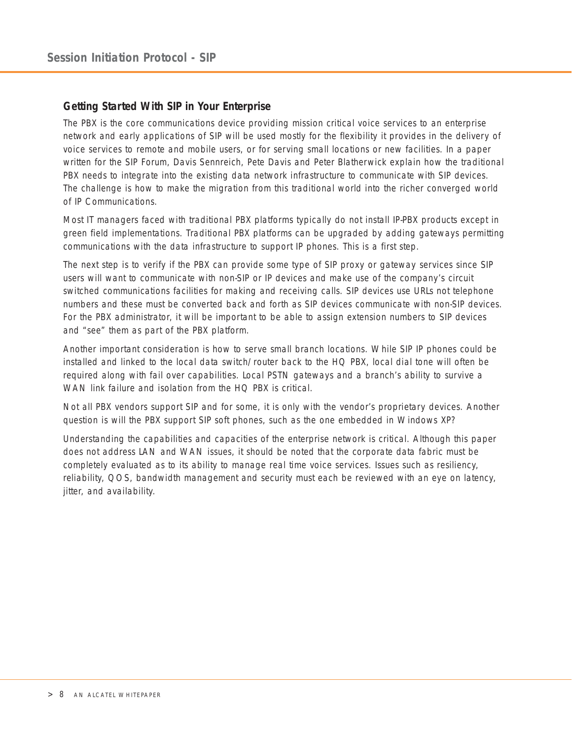## Getting Started With SIP in Your Enterprise

The PBX is the core communications device providing mission critical voice services to an enterprise network and early applications of SIP will be used mostly for the flexibility it provides in the delivery of voice services to remote and mobile users, or for serving small locations or new facilities. In a paper written for the SIP Forum, Davis Sennreich, Pete Davis and Peter Blatherwick explain how the traditional PBX needs to integrate into the existing data network infrastructure to communicate with SIP devices. The challenge is how to make the migration from this traditional world into the richer converged world of IP Communications.

Most IT managers faced with traditional PBX platforms typically do not install IP-PBX products except in green field implementations. Traditional PBX platforms can be upgraded by adding gateways permitting communications with the data infrastructure to support IP phones. This is a first step.

The next step is to verify if the PBX can provide some type of SIP proxy or gateway services since SIP users will want to communicate with non-SIP or IP devices and make use of the company's circuit switched communications facilities for making and receiving calls. SIP devices use URLs not telephone numbers and these must be converted back and forth as SIP devices communicate with non-SIP devices. For the PBX administrator, it will be important to be able to assign extension numbers to SIP devices and "see" them as part of the PBX platform.

Another important consideration is how to serve small branch locations. While SIP IP phones could be installed and linked to the local data switch/router back to the HQ PBX, local dial tone will often be required along with fail over capabilities. Local PSTN gateways and a branch's ability to survive a WAN link failure and isolation from the HQ PBX is critical.

Not all PBX vendors support SIP and for some, it is only with the vendor's proprietary devices. Another question is will the PBX support SIP soft phones, such as the one embedded in Windows XP?

Understanding the capabilities and capacities of the enterprise network is critical. Although this paper does not address LAN and WAN issues, it should be noted that the corporate data fabric must be completely evaluated as to its ability to manage real time voice services. Issues such as resiliency, reliability, QOS, bandwidth management and security must each be reviewed with an eye on latency, jitter, and availability.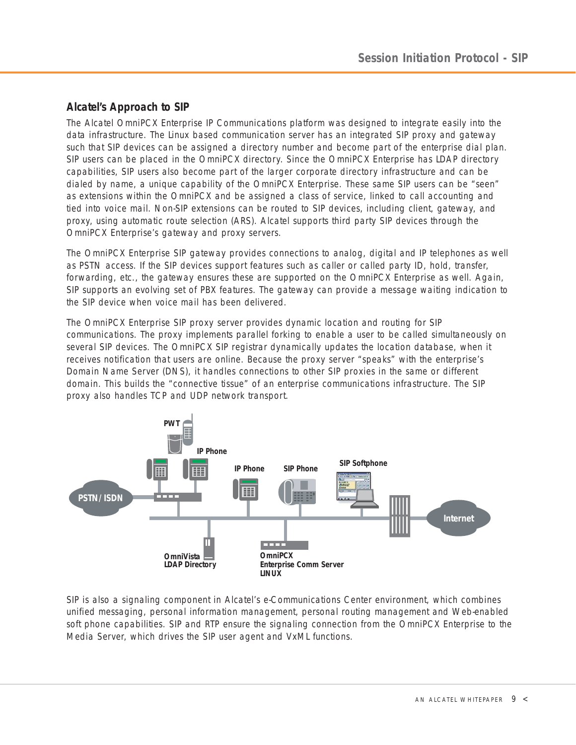## Alcatel's Approach to SIP

The Alcatel OmniPCX Enterprise IP Communications platform was designed to integrate easily into the data infrastructure. The Linux based communication server has an integrated SIP proxy and gateway such that SIP devices can be assigned a directory number and become part of the enterprise dial plan. SIP users can be placed in the OmniPCX directory. Since the OmniPCX Enterprise has LDAP directory capabilities, SIP users also become part of the larger corporate directory infrastructure and can be dialed by name, a unique capability of the OmniPCX Enterprise. These same SIP users can be "seen" as extensions within the OmniPCX and be assigned a class of service, linked to call accounting and tied into voice mail. Non-SIP extensions can be routed to SIP devices, including client, gateway, and proxy, using automatic route selection (ARS). Alcatel supports third party SIP devices through the OmniPCX Enterprise's gateway and proxy servers.

The OmniPCX Enterprise SIP gateway provides connections to analog, digital and IP telephones as well as PSTN access. If the SIP devices support features such as caller or called party ID, hold, transfer, forwarding, etc., the gateway ensures these are supported on the OmniPCX Enterprise as well. Again, SIP supports an evolving set of PBX features. The gateway can provide a message waiting indication to the SIP device when voice mail has been delivered.

The OmniPCX Enterprise SIP proxy server provides dynamic location and routing for SIP communications. The proxy implements parallel forking to enable a user to be called simultaneously on several SIP devices. The OmniPCX SIP registrar dynamically updates the location database, when it receives notification that users are online. Because the proxy server "speaks" with the enterprise's Domain Name Server (DNS), it handles connections to other SIP proxies in the same or different domain. This builds the "connective tissue" of an enterprise communications infrastructure. The SIP proxy also handles TCP and UDP network transport.

PWT
IP Phone
IP Phone
SIP Phone
SIP Softphone
PSTN/ISDN
Internet
OmniVista LDAP Directory
OmniPCX Enterprise Comm Server LINUX

SIP is also a signaling component in Alcatel's e-Communications Center environment, which combines unified messaging, personal information management, personal routing management and Web-enabled soft phone capabilities. SIP and RTP ensure the signaling connection from the OmniPCX Enterprise to the Media Server, which drives the SIP user agent and VxML functions.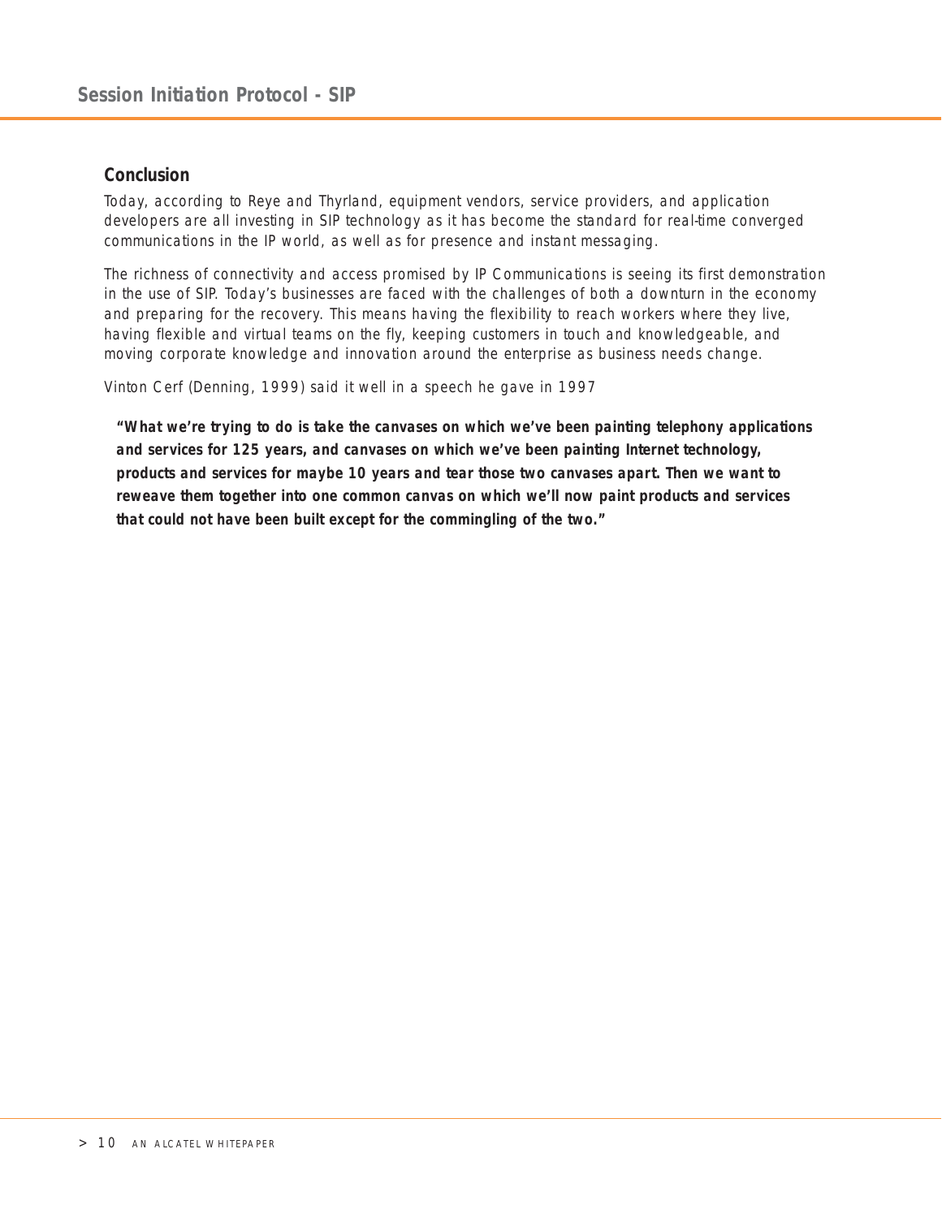## Conclusion

Today, according to Reye and Thyrland, equipment vendors, service providers, and application developers are all investing in SIP technology as it has become the standard for real-time converged communications in the IP world, as well as for presence and instant messaging.

The richness of connectivity and access promised by IP Communications is seeing its first demonstration in the use of SIP. Today's businesses are faced with the challenges of both a downturn in the economy and preparing for the recovery. This means having the flexibility to reach workers where they live, having flexible and virtual teams on the fly, keeping customers in touch and knowledgeable, and moving corporate knowledge and innovation around the enterprise as business needs change.

Vinton Cerf (Denning, 1999) said it well in a speech he gave in 1997

> **"What we're trying to do is take the canvases on which we've been painting telephony applications and services for 125 years, and canvases on which we've been painting Internet technology, products and services for maybe 10 years and tear those two canvases apart. Then we want to reweave them together into one common canvas on which we'll now paint products and services that could not have been built except for the commingling of the two."**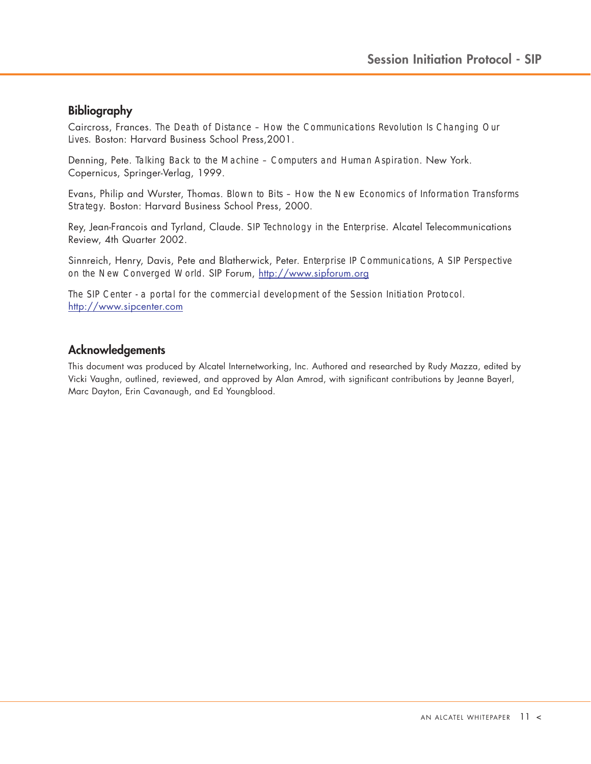## Bibliography

Caircross, Frances. *The Death of Distance – How the Communications Revolution Is Changing Our Lives.* Boston: Harvard Business School Press,2001.

Denning, Pete. *Talking Back to the Machine – Computers and Human Aspiration.* New York. Copernicus, Springer-Verlag, 1999.

Evans, Philip and Wurster, Thomas. *Blown to Bits – How the New Economics of Information Transforms Strategy.* Boston: Harvard Business School Press, 2000.

Rey, Jean-Francois and Tyrland, Claude. *SIP Technology in the Enterprise.* Alcatel Telecommunications Review, 4th Quarter 2002.

Sinnreich, Henry, Davis, Pete and Blatherwick, Peter. *Enterprise IP Communications, A SIP Perspective on the New Converged World.* SIP Forum, http://www.sipforum.org

*The SIP Center - a portal for the commercial development of the Session Initiation Protocol.* http://www.sipcenter.com

## Acknowledgements

This document was produced by Alcatel Internetworking, Inc. Authored and researched by Rudy Mazza, edited by Vicki Vaughn, outlined, reviewed, and approved by Alan Amrod, with significant contributions by Jeanne Bayerl, Marc Dayton, Erin Cavanaugh, and Ed Youngblood.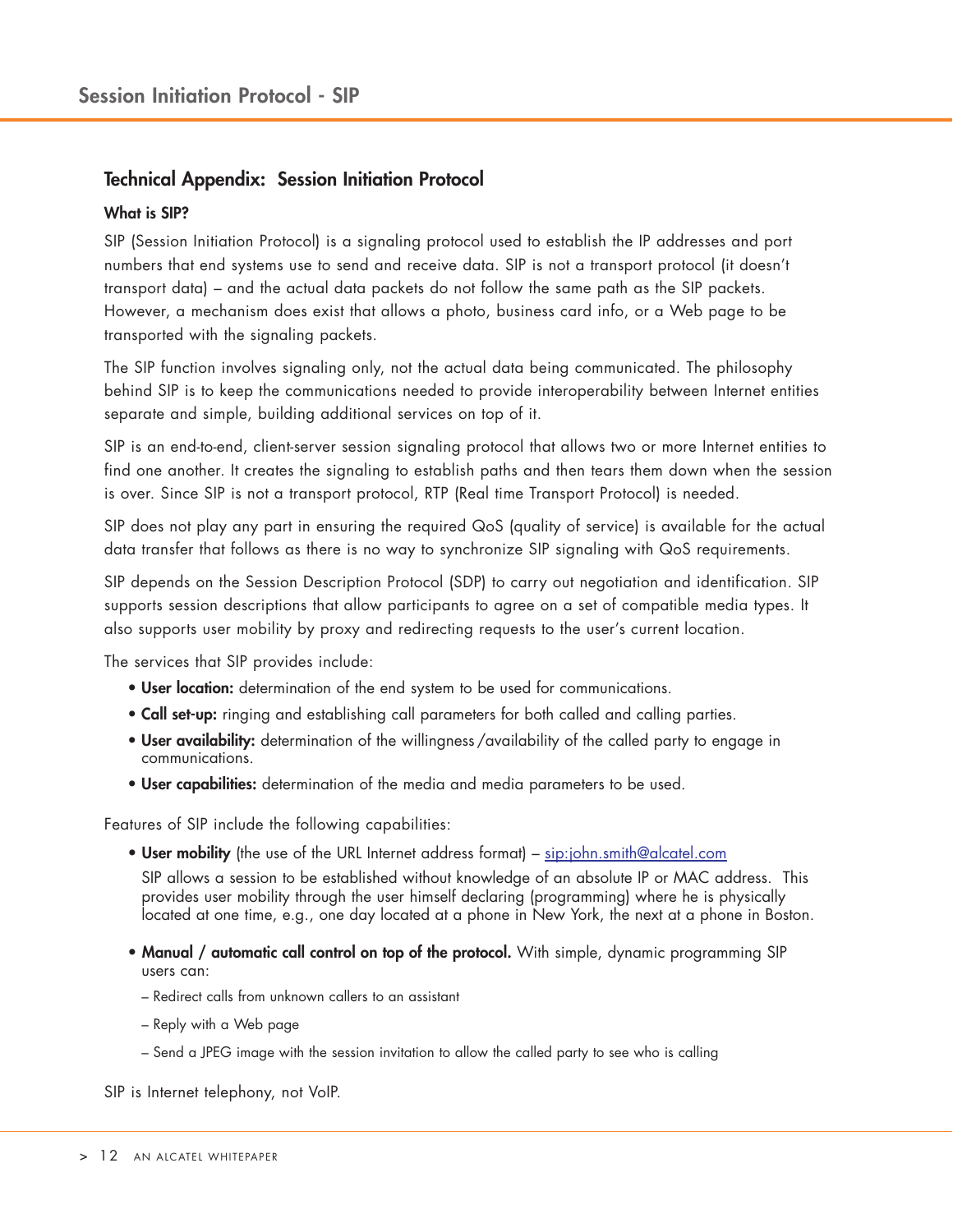## Technical Appendix: Session Initiation Protocol

### What is SIP?

SIP (Session Initiation Protocol) is a signaling protocol used to establish the IP addresses and port numbers that end systems use to send and receive data. SIP is not a transport protocol (it doesn't transport data) – and the actual data packets do not follow the same path as the SIP packets. However, a mechanism does exist that allows a photo, business card info, or a Web page to be transported with the signaling packets.

The SIP function involves signaling only, not the actual data being communicated. The philosophy behind SIP is to keep the communications needed to provide interoperability between Internet entities separate and simple, building additional services on top of it.

SIP is an end-to-end, client-server session signaling protocol that allows two or more Internet entities to find one another. It creates the signaling to establish paths and then tears them down when the session is over. Since SIP is not a transport protocol, RTP (Real time Transport Protocol) is needed.

SIP does not play any part in ensuring the required QoS (quality of service) is available for the actual data transfer that follows as there is no way to synchronize SIP signaling with QoS requirements.

SIP depends on the Session Description Protocol (SDP) to carry out negotiation and identification. SIP supports session descriptions that allow participants to agree on a set of compatible media types. It also supports user mobility by proxy and redirecting requests to the user's current location.

The services that SIP provides include:

- **User location:** determination of the end system to be used for communications.
- **Call set-up:** ringing and establishing call parameters for both called and calling parties.
- **User availability:** determination of the willingness /availability of the called party to engage in communications.
- **User capabilities:** determination of the media and media parameters to be used.

Features of SIP include the following capabilities:

- **User mobility** (the use of the URL Internet address format) – sip:john.smith@alcatel.com

  SIP allows a session to be established without knowledge of an absolute IP or MAC address. This provides user mobility through the user himself declaring (programming) where he is physically located at one time, e.g., one day located at a phone in New York, the next at a phone in Boston.

- **Manual / automatic call control on top of the protocol.** With simple, dynamic programming SIP users can:

  – Redirect calls from unknown callers to an assistant

  – Reply with a Web page

  – Send a JPEG image with the session invitation to allow the called party to see who is calling

SIP is Internet telephony, not VoIP.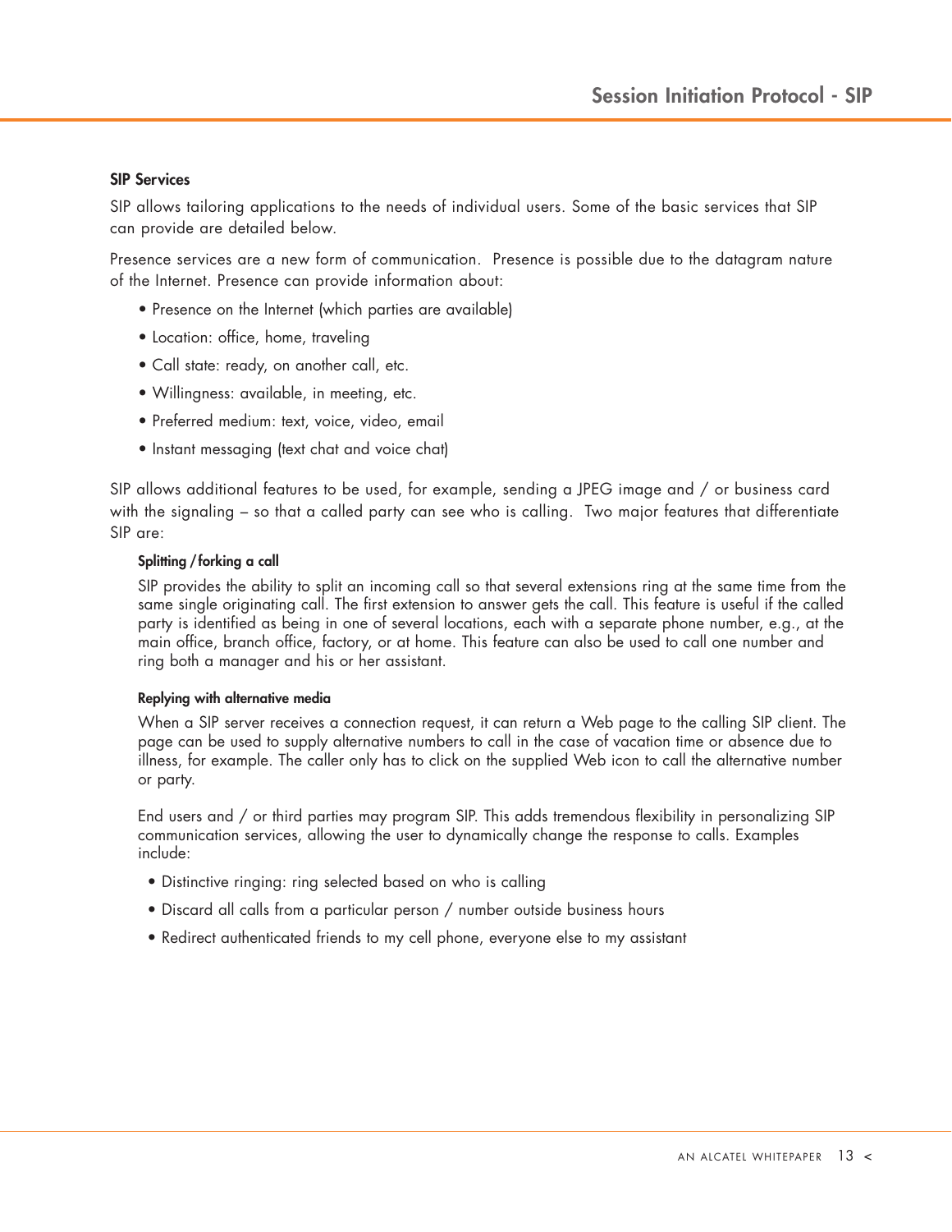### SIP Services

SIP allows tailoring applications to the needs of individual users. Some of the basic services that SIP can provide are detailed below.

Presence services are a new form of communication. Presence is possible due to the datagram nature of the Internet. Presence can provide information about:

- Presence on the Internet (which parties are available)
- Location: office, home, traveling
- Call state: ready, on another call, etc.
- Willingness: available, in meeting, etc.
- Preferred medium: text, voice, video, email
- Instant messaging (text chat and voice chat)

SIP allows additional features to be used, for example, sending a JPEG image and / or business card with the signaling – so that a called party can see who is calling. Two major features that differentiate SIP are:

#### Splitting / forking a call

SIP provides the ability to split an incoming call so that several extensions ring at the same time from the same single originating call. The first extension to answer gets the call. This feature is useful if the called party is identified as being in one of several locations, each with a separate phone number, e.g., at the main office, branch office, factory, or at home. This feature can also be used to call one number and ring both a manager and his or her assistant.

#### Replying with alternative media

When a SIP server receives a connection request, it can return a Web page to the calling SIP client. The page can be used to supply alternative numbers to call in the case of vacation time or absence due to illness, for example. The caller only has to click on the supplied Web icon to call the alternative number or party.

End users and / or third parties may program SIP. This adds tremendous flexibility in personalizing SIP communication services, allowing the user to dynamically change the response to calls. Examples include:

- Distinctive ringing: ring selected based on who is calling
- Discard all calls from a particular person / number outside business hours
- Redirect authenticated friends to my cell phone, everyone else to my assistant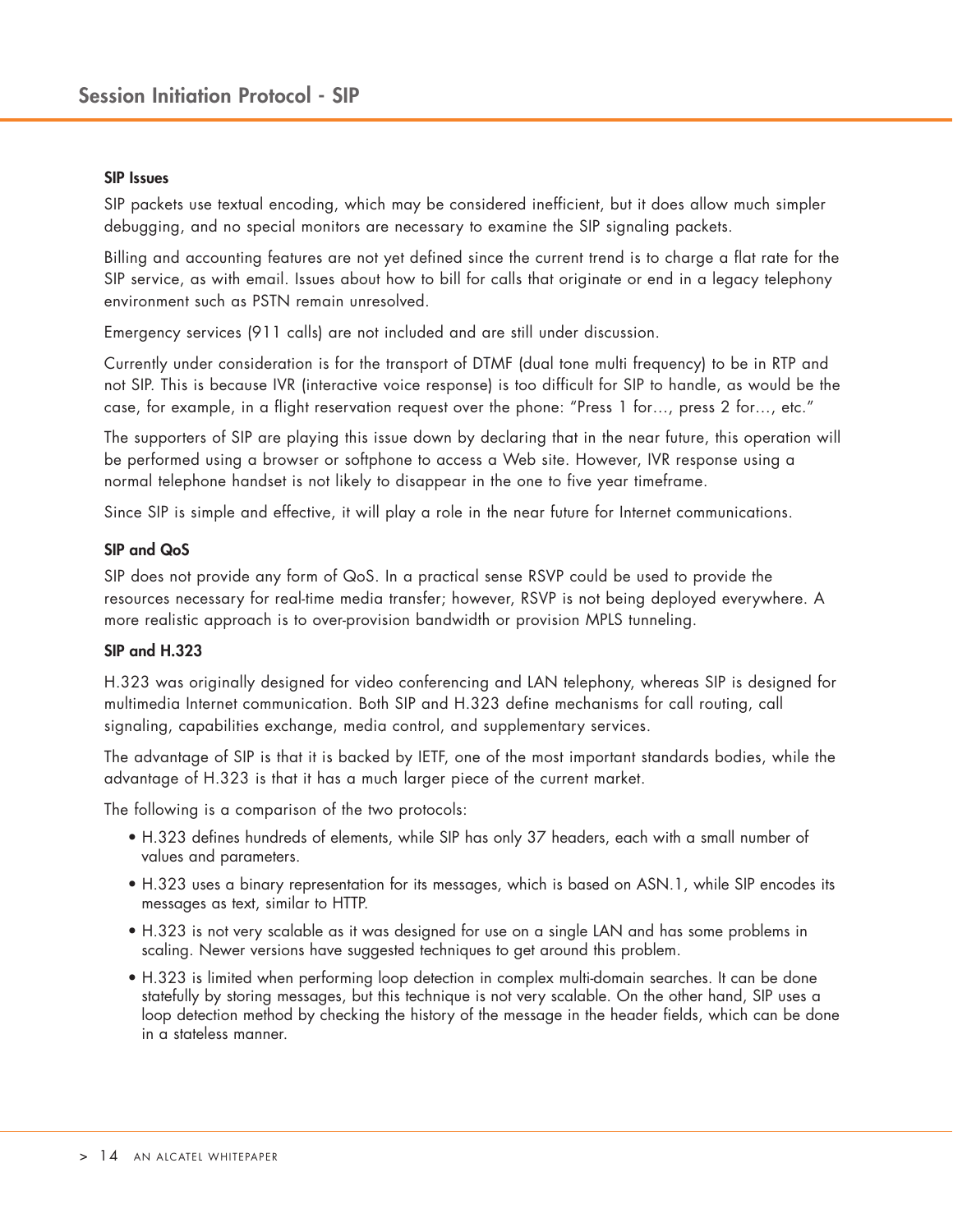### SIP Issues

SIP packets use textual encoding, which may be considered inefficient, but it does allow much simpler debugging, and no special monitors are necessary to examine the SIP signaling packets.

Billing and accounting features are not yet defined since the current trend is to charge a flat rate for the SIP service, as with email. Issues about how to bill for calls that originate or end in a legacy telephony environment such as PSTN remain unresolved.

Emergency services (911 calls) are not included and are still under discussion.

Currently under consideration is for the transport of DTMF (dual tone multi frequency) to be in RTP and not SIP. This is because IVR (interactive voice response) is too difficult for SIP to handle, as would be the case, for example, in a flight reservation request over the phone: "Press 1 for…, press 2 for…, etc."

The supporters of SIP are playing this issue down by declaring that in the near future, this operation will be performed using a browser or softphone to access a Web site. However, IVR response using a normal telephone handset is not likely to disappear in the one to five year timeframe.

Since SIP is simple and effective, it will play a role in the near future for Internet communications.

### SIP and QoS

SIP does not provide any form of QoS. In a practical sense RSVP could be used to provide the resources necessary for real-time media transfer; however, RSVP is not being deployed everywhere. A more realistic approach is to over-provision bandwidth or provision MPLS tunneling.

### SIP and H.323

H.323 was originally designed for video conferencing and LAN telephony, whereas SIP is designed for multimedia Internet communication. Both SIP and H.323 define mechanisms for call routing, call signaling, capabilities exchange, media control, and supplementary services.

The advantage of SIP is that it is backed by IETF, one of the most important standards bodies, while the advantage of H.323 is that it has a much larger piece of the current market.

The following is a comparison of the two protocols:

- H.323 defines hundreds of elements, while SIP has only 37 headers, each with a small number of values and parameters.
- H.323 uses a binary representation for its messages, which is based on ASN.1, while SIP encodes its messages as text, similar to HTTP.
- H.323 is not very scalable as it was designed for use on a single LAN and has some problems in scaling. Newer versions have suggested techniques to get around this problem.
- H.323 is limited when performing loop detection in complex multi-domain searches. It can be done statefully by storing messages, but this technique is not very scalable. On the other hand, SIP uses a loop detection method by checking the history of the message in the header fields, which can be done in a stateless manner.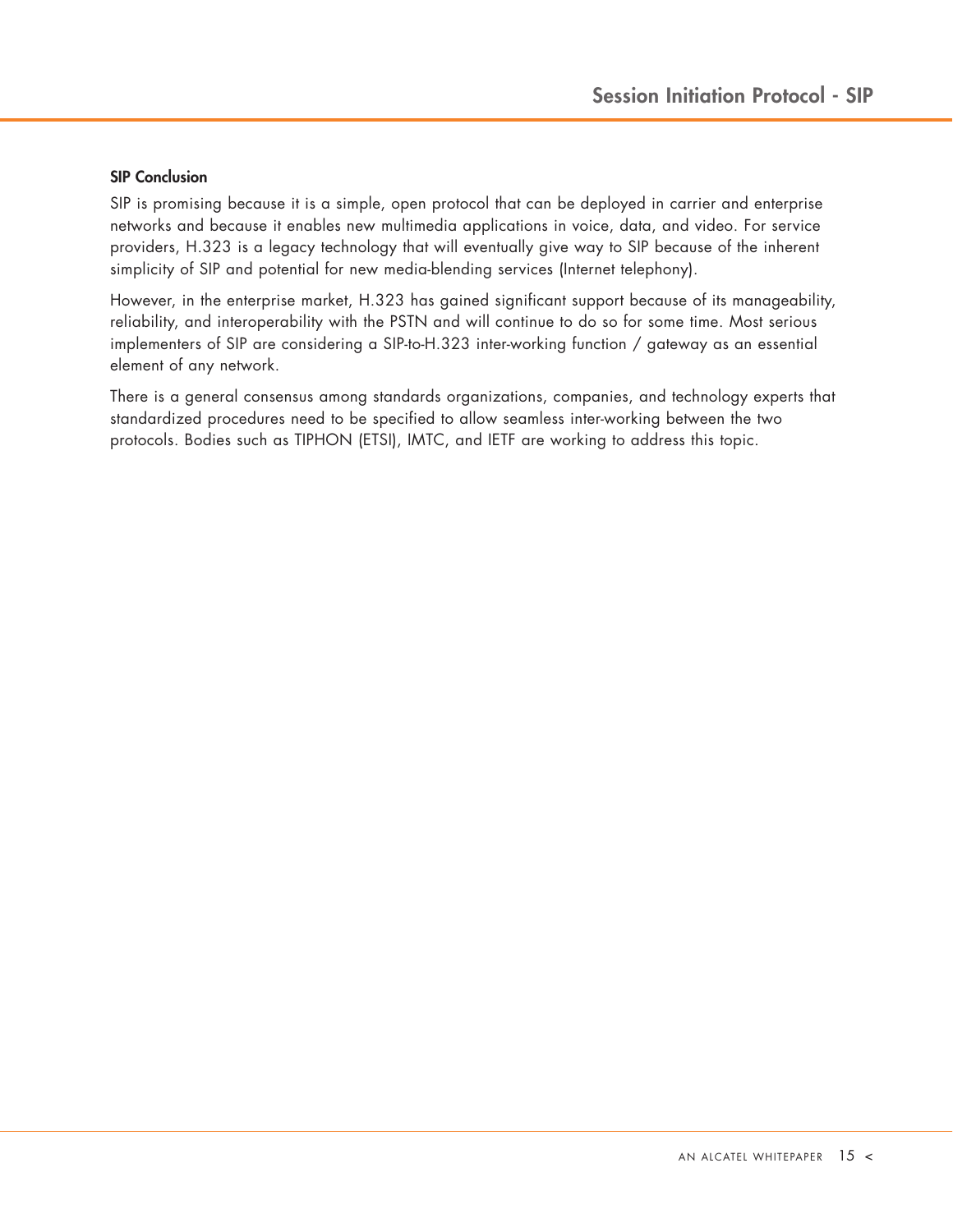### SIP Conclusion

SIP is promising because it is a simple, open protocol that can be deployed in carrier and enterprise networks and because it enables new multimedia applications in voice, data, and video. For service providers, H.323 is a legacy technology that will eventually give way to SIP because of the inherent simplicity of SIP and potential for new media-blending services (Internet telephony).

However, in the enterprise market, H.323 has gained significant support because of its manageability, reliability, and interoperability with the PSTN and will continue to do so for some time. Most serious implementers of SIP are considering a SIP-to-H.323 inter-working function / gateway as an essential element of any network.

There is a general consensus among standards organizations, companies, and technology experts that standardized procedures need to be specified to allow seamless inter-working between the two protocols. Bodies such as TIPHON (ETSI), IMTC, and IETF are working to address this topic.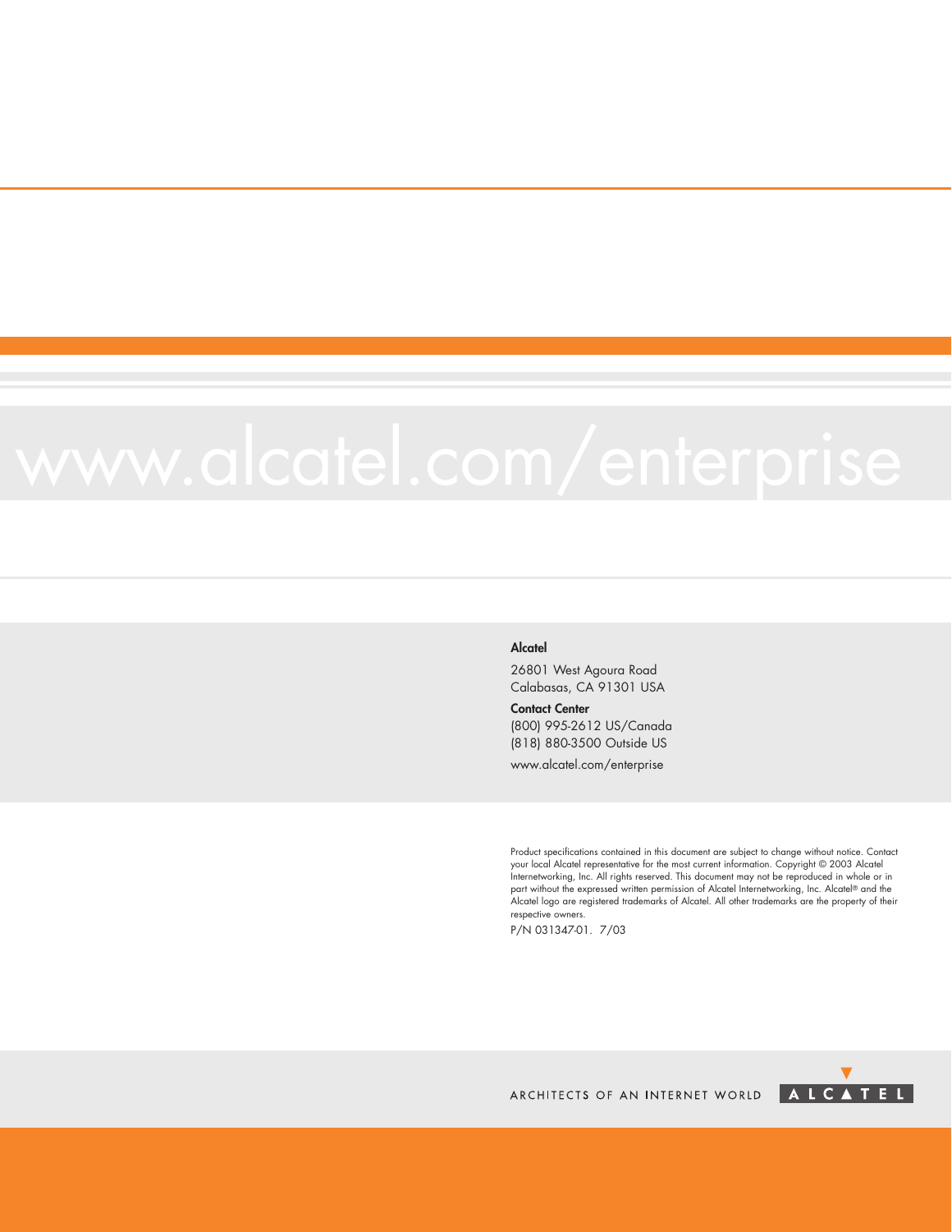www.alcatel.com/enterprise

**Alcatel**

26801 West Agoura Road
Calabasas, CA 91301 USA

**Contact Center**
(800) 995-2612 US/Canada
(818) 880-3500 Outside US

www.alcatel.com/enterprise

Product specifications contained in this document are subject to change without notice. Contact your local Alcatel representative for the most current information. Copyright © 2003 Alcatel Internetworking, Inc. All rights reserved. This document may not be reproduced in whole or in part without the expressed written permission of Alcatel Internetworking, Inc. Alcatel® and the Alcatel logo are registered trademarks of Alcatel. All other trademarks are the property of their respective owners.

P/N 031347-01. 7/03

ARCHITECTS OF AN INTERNET WORLD

ALCATEL